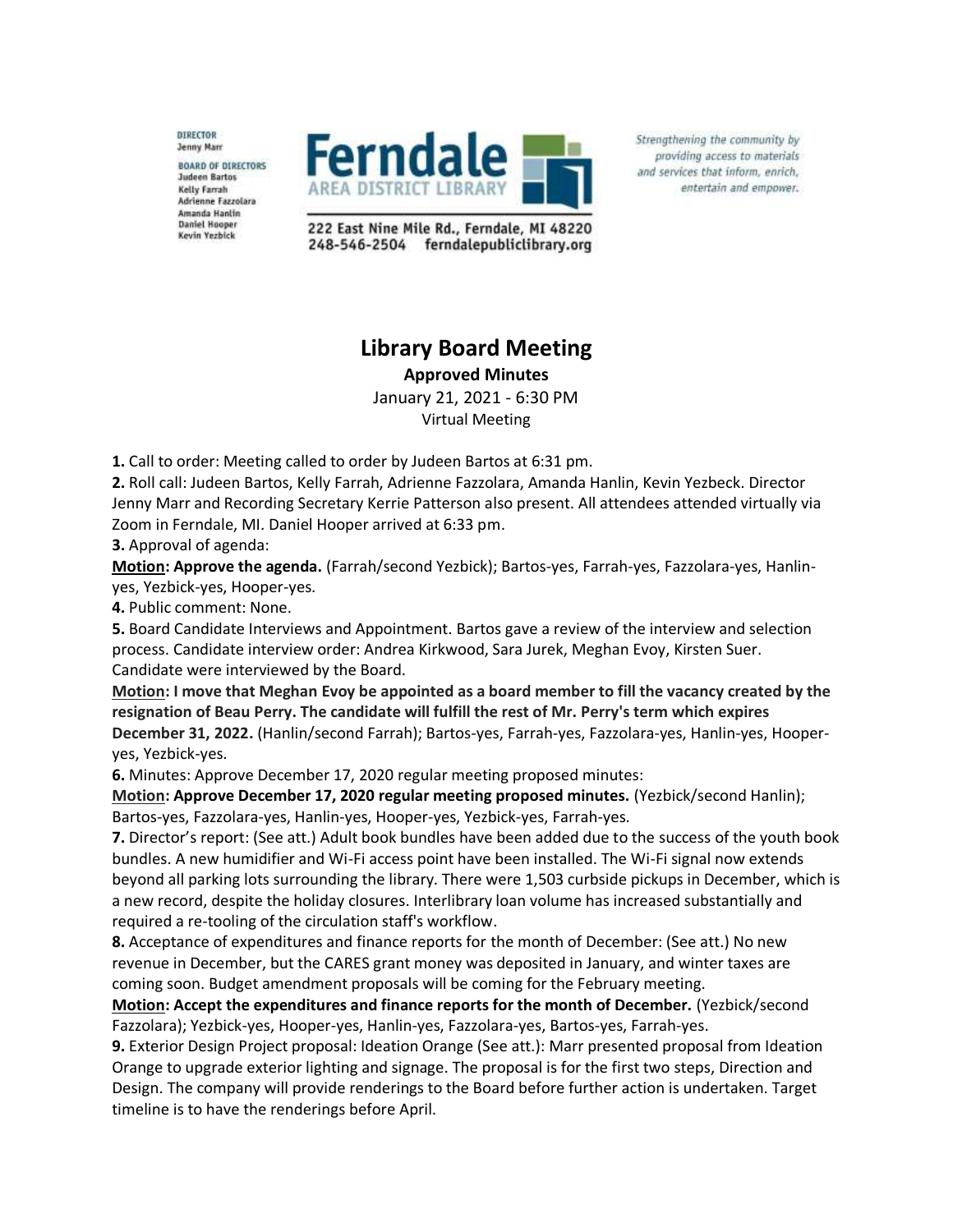DIRECTOR
Jenny Marr

BOARD OF DIRECTORS
Judeen Bartos
Kelly Farrah
Adrienne Fazzolara
Amanda Hanlin
Daniel Hooper
Kevin Yezbick

Ferndale AREA DISTRICT LIBRARY

222 East Nine Mile Rd., Ferndale, MI 48220
248-546-2504 ferndalepubliclibrary.org

*Strengthening the community by providing access to materials and services that inform, enrich, entertain and empower.*

# Library Board Meeting

**Approved Minutes**

January 21, 2021 - 6:30 PM
Virtual Meeting

**1.** Call to order: Meeting called to order by Judeen Bartos at 6:31 pm.

**2.** Roll call: Judeen Bartos, Kelly Farrah, Adrienne Fazzolara, Amanda Hanlin, Kevin Yezbeck. Director Jenny Marr and Recording Secretary Kerrie Patterson also present. All attendees attended virtually via Zoom in Ferndale, MI. Daniel Hooper arrived at 6:33 pm.

**3.** Approval of agenda:

**Motion: Approve the agenda.** (Farrah/second Yezbick); Bartos-yes, Farrah-yes, Fazzolara-yes, Hanlin-yes, Yezbick-yes, Hooper-yes.

**4.** Public comment: None.

**5.** Board Candidate Interviews and Appointment. Bartos gave a review of the interview and selection process. Candidate interview order: Andrea Kirkwood, Sara Jurek, Meghan Evoy, Kirsten Suer. Candidate were interviewed by the Board.

**Motion: I move that Meghan Evoy be appointed as a board member to fill the vacancy created by the resignation of Beau Perry. The candidate will fulfill the rest of Mr. Perry's term which expires December 31, 2022.** (Hanlin/second Farrah); Bartos-yes, Farrah-yes, Fazzolara-yes, Hanlin-yes, Hooper-yes, Yezbick-yes.

**6.** Minutes: Approve December 17, 2020 regular meeting proposed minutes:

**Motion: Approve December 17, 2020 regular meeting proposed minutes.** (Yezbick/second Hanlin); Bartos-yes, Fazzolara-yes, Hanlin-yes, Hooper-yes, Yezbick-yes, Farrah-yes.

**7.** Director's report: (See att.) Adult book bundles have been added due to the success of the youth book bundles. A new humidifier and Wi-Fi access point have been installed. The Wi-Fi signal now extends beyond all parking lots surrounding the library. There were 1,503 curbside pickups in December, which is a new record, despite the holiday closures. Interlibrary loan volume has increased substantially and required a re-tooling of the circulation staff's workflow.

**8.** Acceptance of expenditures and finance reports for the month of December: (See att.) No new revenue in December, but the CARES grant money was deposited in January, and winter taxes are coming soon. Budget amendment proposals will be coming for the February meeting.

**Motion: Accept the expenditures and finance reports for the month of December.** (Yezbick/second Fazzolara); Yezbick-yes, Hooper-yes, Hanlin-yes, Fazzolara-yes, Bartos-yes, Farrah-yes.

**9.** Exterior Design Project proposal: Ideation Orange (See att.): Marr presented proposal from Ideation Orange to upgrade exterior lighting and signage. The proposal is for the first two steps, Direction and Design. The company will provide renderings to the Board before further action is undertaken. Target timeline is to have the renderings before April.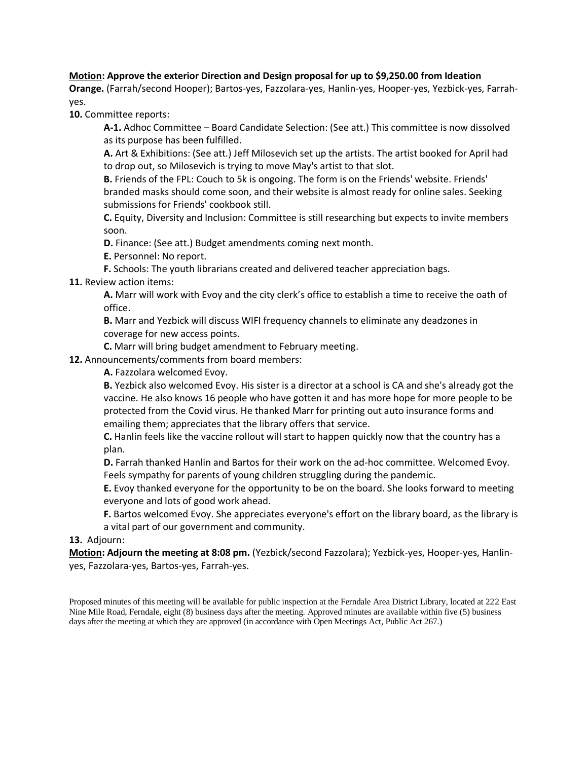**<u>Motion</u>: Approve the exterior Direction and Design proposal for up to $9,250.00 from Ideation Orange.** (Farrah/second Hooper); Bartos-yes, Fazzolara-yes, Hanlin-yes, Hooper-yes, Yezbick-yes, Farrah-yes.

**10.** Committee reports:

**A-1.** Adhoc Committee – Board Candidate Selection: (See att.) This committee is now dissolved as its purpose has been fulfilled.

**A.** Art & Exhibitions: (See att.) Jeff Milosevich set up the artists. The artist booked for April had to drop out, so Milosevich is trying to move May's artist to that slot.

**B.** Friends of the FPL: Couch to 5k is ongoing. The form is on the Friends' website. Friends' branded masks should come soon, and their website is almost ready for online sales. Seeking submissions for Friends' cookbook still.

**C.** Equity, Diversity and Inclusion: Committee is still researching but expects to invite members soon.

**D.** Finance: (See att.) Budget amendments coming next month.

**E.** Personnel: No report.

**F.** Schools: The youth librarians created and delivered teacher appreciation bags.

**11.** Review action items:

**A.** Marr will work with Evoy and the city clerk's office to establish a time to receive the oath of office.

**B.** Marr and Yezbick will discuss WIFI frequency channels to eliminate any deadzones in coverage for new access points.

**C.** Marr will bring budget amendment to February meeting.

**12.** Announcements/comments from board members:

**A.** Fazzolara welcomed Evoy.

**B.** Yezbick also welcomed Evoy. His sister is a director at a school is CA and she's already got the vaccine. He also knows 16 people who have gotten it and has more hope for more people to be protected from the Covid virus. He thanked Marr for printing out auto insurance forms and emailing them; appreciates that the library offers that service.

**C.** Hanlin feels like the vaccine rollout will start to happen quickly now that the country has a plan.

**D.** Farrah thanked Hanlin and Bartos for their work on the ad-hoc committee. Welcomed Evoy. Feels sympathy for parents of young children struggling during the pandemic.

**E.** Evoy thanked everyone for the opportunity to be on the board. She looks forward to meeting everyone and lots of good work ahead.

**F.** Bartos welcomed Evoy. She appreciates everyone's effort on the library board, as the library is a vital part of our government and community.

**13.** Adjourn:

**<u>Motion</u>: Adjourn the meeting at 8:08 pm.** (Yezbick/second Fazzolara); Yezbick-yes, Hooper-yes, Hanlin-yes, Fazzolara-yes, Bartos-yes, Farrah-yes.

Proposed minutes of this meeting will be available for public inspection at the Ferndale Area District Library, located at 222 East Nine Mile Road, Ferndale, eight (8) business days after the meeting. Approved minutes are available within five (5) business days after the meeting at which they are approved (in accordance with Open Meetings Act, Public Act 267.)